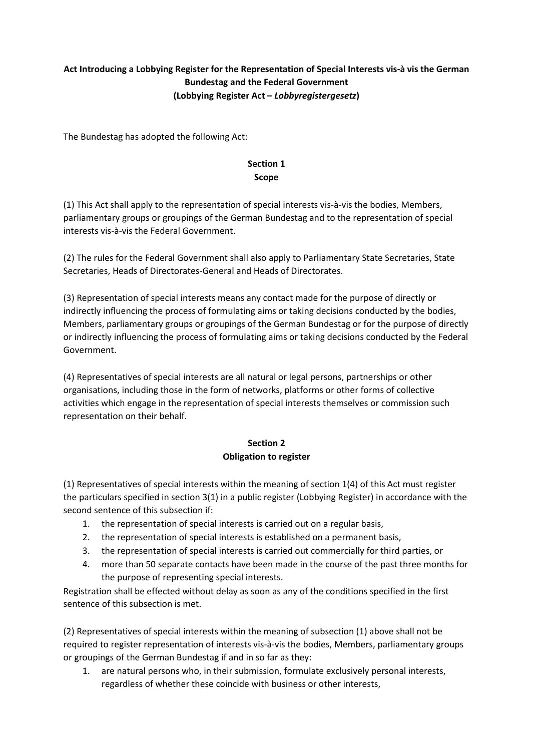# Act Introducing a Lobbying Register for the Representation of Special Interests vis-à vis the German Bundestag and the Federal Government
# (Lobbying Register Act – *Lobbyregistergesetz*)

The Bundestag has adopted the following Act:

## Section 1
## Scope

(1) This Act shall apply to the representation of special interests vis-à-vis the bodies, Members, parliamentary groups or groupings of the German Bundestag and to the representation of special interests vis-à-vis the Federal Government.

(2) The rules for the Federal Government shall also apply to Parliamentary State Secretaries, State Secretaries, Heads of Directorates-General and Heads of Directorates.

(3) Representation of special interests means any contact made for the purpose of directly or indirectly influencing the process of formulating aims or taking decisions conducted by the bodies, Members, parliamentary groups or groupings of the German Bundestag or for the purpose of directly or indirectly influencing the process of formulating aims or taking decisions conducted by the Federal Government.

(4) Representatives of special interests are all natural or legal persons, partnerships or other organisations, including those in the form of networks, platforms or other forms of collective activities which engage in the representation of special interests themselves or commission such representation on their behalf.

## Section 2
## Obligation to register

(1) Representatives of special interests within the meaning of section 1(4) of this Act must register the particulars specified in section 3(1) in a public register (Lobbying Register) in accordance with the second sentence of this subsection if:

1. the representation of special interests is carried out on a regular basis,
2. the representation of special interests is established on a permanent basis,
3. the representation of special interests is carried out commercially for third parties, or
4. more than 50 separate contacts have been made in the course of the past three months for the purpose of representing special interests.

Registration shall be effected without delay as soon as any of the conditions specified in the first sentence of this subsection is met.

(2) Representatives of special interests within the meaning of subsection (1) above shall not be required to register representation of interests vis-à-vis the bodies, Members, parliamentary groups or groupings of the German Bundestag if and in so far as they:

1. are natural persons who, in their submission, formulate exclusively personal interests, regardless of whether these coincide with business or other interests,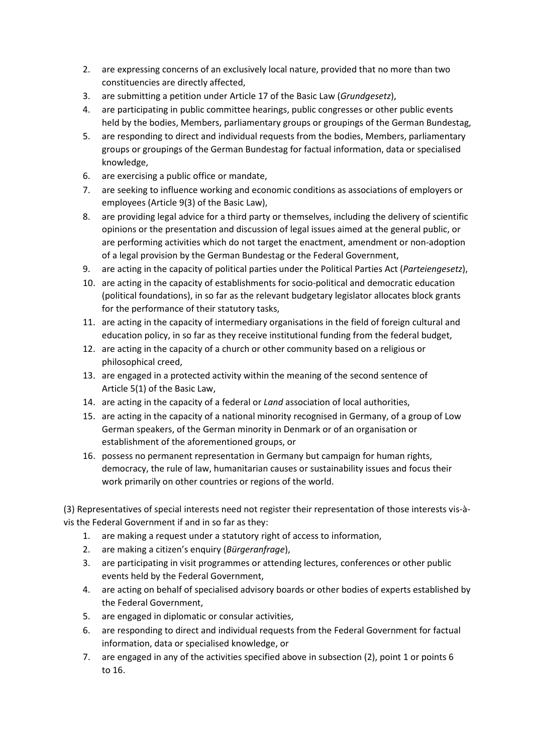2. are expressing concerns of an exclusively local nature, provided that no more than two constituencies are directly affected,
3. are submitting a petition under Article 17 of the Basic Law (*Grundgesetz*),
4. are participating in public committee hearings, public congresses or other public events held by the bodies, Members, parliamentary groups or groupings of the German Bundestag,
5. are responding to direct and individual requests from the bodies, Members, parliamentary groups or groupings of the German Bundestag for factual information, data or specialised knowledge,
6. are exercising a public office or mandate,
7. are seeking to influence working and economic conditions as associations of employers or employees (Article 9(3) of the Basic Law),
8. are providing legal advice for a third party or themselves, including the delivery of scientific opinions or the presentation and discussion of legal issues aimed at the general public, or are performing activities which do not target the enactment, amendment or non-adoption of a legal provision by the German Bundestag or the Federal Government,
9. are acting in the capacity of political parties under the Political Parties Act (*Parteiengesetz*),
10. are acting in the capacity of establishments for socio-political and democratic education (political foundations), in so far as the relevant budgetary legislator allocates block grants for the performance of their statutory tasks,
11. are acting in the capacity of intermediary organisations in the field of foreign cultural and education policy, in so far as they receive institutional funding from the federal budget,
12. are acting in the capacity of a church or other community based on a religious or philosophical creed,
13. are engaged in a protected activity within the meaning of the second sentence of Article 5(1) of the Basic Law,
14. are acting in the capacity of a federal or *Land* association of local authorities,
15. are acting in the capacity of a national minority recognised in Germany, of a group of Low German speakers, of the German minority in Denmark or of an organisation or establishment of the aforementioned groups, or
16. possess no permanent representation in Germany but campaign for human rights, democracy, the rule of law, humanitarian causes or sustainability issues and focus their work primarily on other countries or regions of the world.

(3) Representatives of special interests need not register their representation of those interests vis-à-vis the Federal Government if and in so far as they:

1. are making a request under a statutory right of access to information,
2. are making a citizen's enquiry (*Bürgeranfrage*),
3. are participating in visit programmes or attending lectures, conferences or other public events held by the Federal Government,
4. are acting on behalf of specialised advisory boards or other bodies of experts established by the Federal Government,
5. are engaged in diplomatic or consular activities,
6. are responding to direct and individual requests from the Federal Government for factual information, data or specialised knowledge, or
7. are engaged in any of the activities specified above in subsection (2), point 1 or points 6 to 16.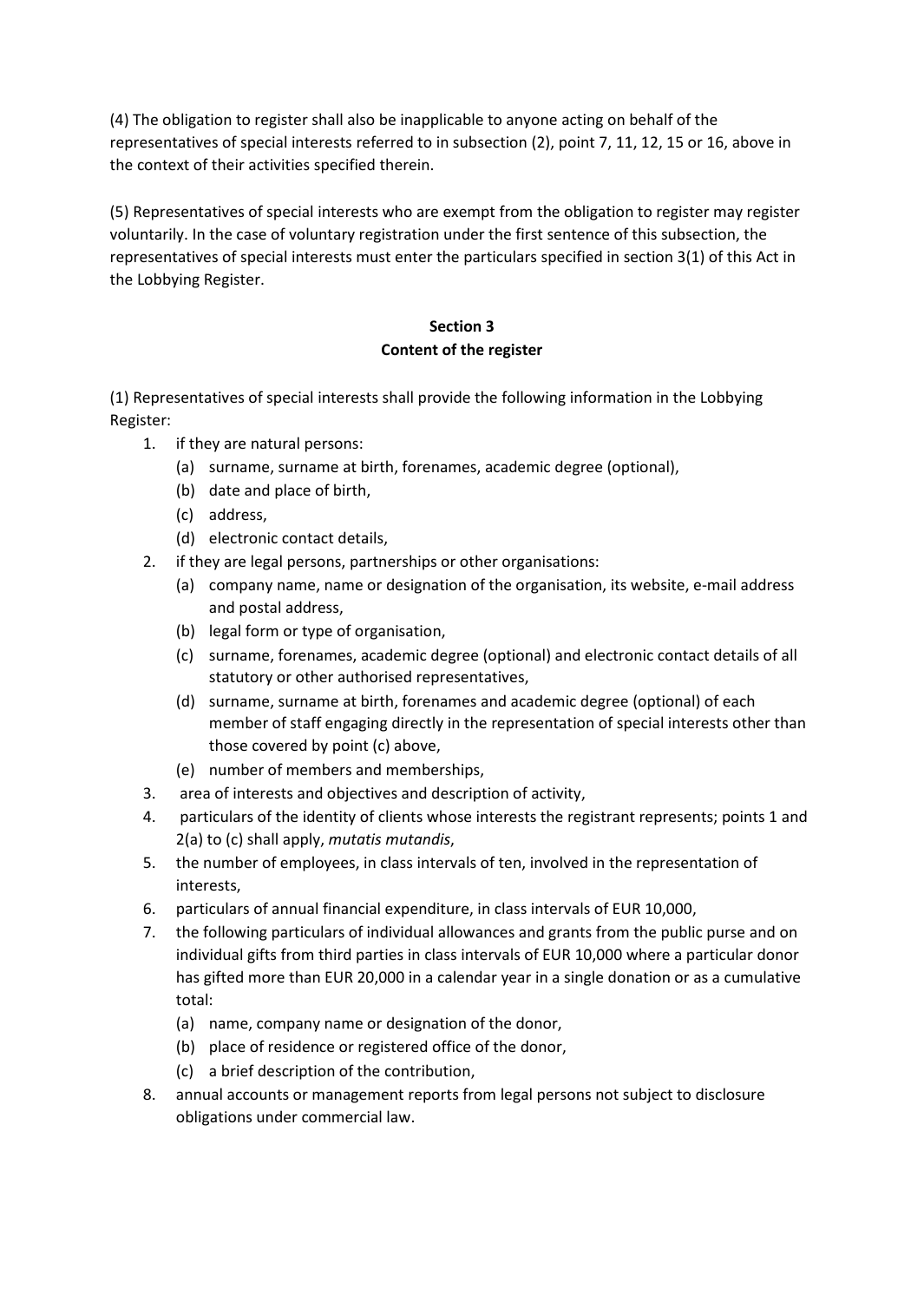(4) The obligation to register shall also be inapplicable to anyone acting on behalf of the representatives of special interests referred to in subsection (2), point 7, 11, 12, 15 or 16, above in the context of their activities specified therein.

(5) Representatives of special interests who are exempt from the obligation to register may register voluntarily. In the case of voluntary registration under the first sentence of this subsection, the representatives of special interests must enter the particulars specified in section 3(1) of this Act in the Lobbying Register.

**Section 3**
**Content of the register**

(1) Representatives of special interests shall provide the following information in the Lobbying Register:

1. if they are natural persons:
   (a) surname, surname at birth, forenames, academic degree (optional),
   (b) date and place of birth,
   (c) address,
   (d) electronic contact details,
2. if they are legal persons, partnerships or other organisations:
   (a) company name, name or designation of the organisation, its website, e-mail address and postal address,
   (b) legal form or type of organisation,
   (c) surname, forenames, academic degree (optional) and electronic contact details of all statutory or other authorised representatives,
   (d) surname, surname at birth, forenames and academic degree (optional) of each member of staff engaging directly in the representation of special interests other than those covered by point (c) above,
   (e) number of members and memberships,
3. area of interests and objectives and description of activity,
4. particulars of the identity of clients whose interests the registrant represents; points 1 and 2(a) to (c) shall apply, *mutatis mutandis*,
5. the number of employees, in class intervals of ten, involved in the representation of interests,
6. particulars of annual financial expenditure, in class intervals of EUR 10,000,
7. the following particulars of individual allowances and grants from the public purse and on individual gifts from third parties in class intervals of EUR 10,000 where a particular donor has gifted more than EUR 20,000 in a calendar year in a single donation or as a cumulative total:
   (a) name, company name or designation of the donor,
   (b) place of residence or registered office of the donor,
   (c) a brief description of the contribution,
8. annual accounts or management reports from legal persons not subject to disclosure obligations under commercial law.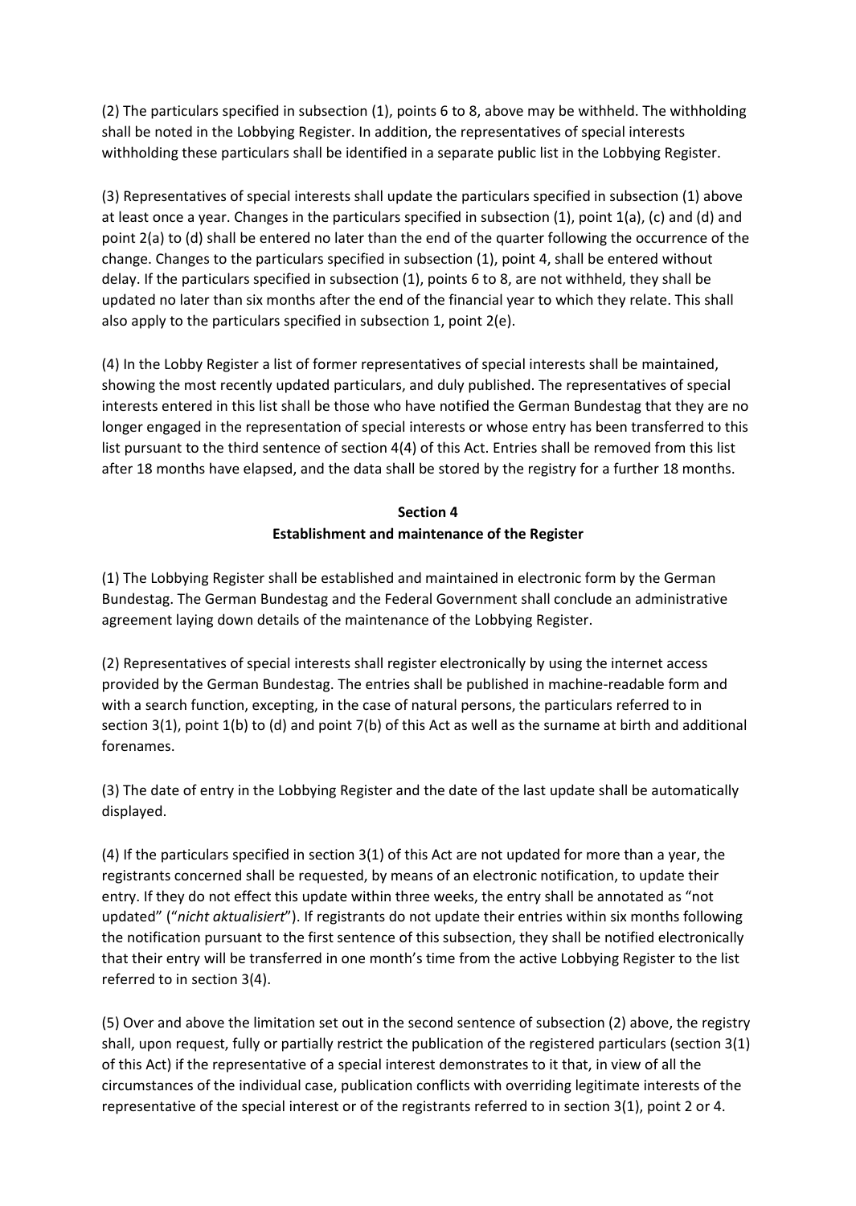(2) The particulars specified in subsection (1), points 6 to 8, above may be withheld. The withholding shall be noted in the Lobbying Register. In addition, the representatives of special interests withholding these particulars shall be identified in a separate public list in the Lobbying Register.

(3) Representatives of special interests shall update the particulars specified in subsection (1) above at least once a year. Changes in the particulars specified in subsection (1), point 1(a), (c) and (d) and point 2(a) to (d) shall be entered no later than the end of the quarter following the occurrence of the change. Changes to the particulars specified in subsection (1), point 4, shall be entered without delay. If the particulars specified in subsection (1), points 6 to 8, are not withheld, they shall be updated no later than six months after the end of the financial year to which they relate. This shall also apply to the particulars specified in subsection 1, point 2(e).

(4) In the Lobby Register a list of former representatives of special interests shall be maintained, showing the most recently updated particulars, and duly published. The representatives of special interests entered in this list shall be those who have notified the German Bundestag that they are no longer engaged in the representation of special interests or whose entry has been transferred to this list pursuant to the third sentence of section 4(4) of this Act. Entries shall be removed from this list after 18 months have elapsed, and the data shall be stored by the registry for a further 18 months.

## Section 4
## Establishment and maintenance of the Register

(1) The Lobbying Register shall be established and maintained in electronic form by the German Bundestag. The German Bundestag and the Federal Government shall conclude an administrative agreement laying down details of the maintenance of the Lobbying Register.

(2) Representatives of special interests shall register electronically by using the internet access provided by the German Bundestag. The entries shall be published in machine-readable form and with a search function, excepting, in the case of natural persons, the particulars referred to in section 3(1), point 1(b) to (d) and point 7(b) of this Act as well as the surname at birth and additional forenames.

(3) The date of entry in the Lobbying Register and the date of the last update shall be automatically displayed.

(4) If the particulars specified in section 3(1) of this Act are not updated for more than a year, the registrants concerned shall be requested, by means of an electronic notification, to update their entry. If they do not effect this update within three weeks, the entry shall be annotated as "not updated" ("*nicht aktualisiert*"). If registrants do not update their entries within six months following the notification pursuant to the first sentence of this subsection, they shall be notified electronically that their entry will be transferred in one month's time from the active Lobbying Register to the list referred to in section 3(4).

(5) Over and above the limitation set out in the second sentence of subsection (2) above, the registry shall, upon request, fully or partially restrict the publication of the registered particulars (section 3(1) of this Act) if the representative of a special interest demonstrates to it that, in view of all the circumstances of the individual case, publication conflicts with overriding legitimate interests of the representative of the special interest or of the registrants referred to in section 3(1), point 2 or 4.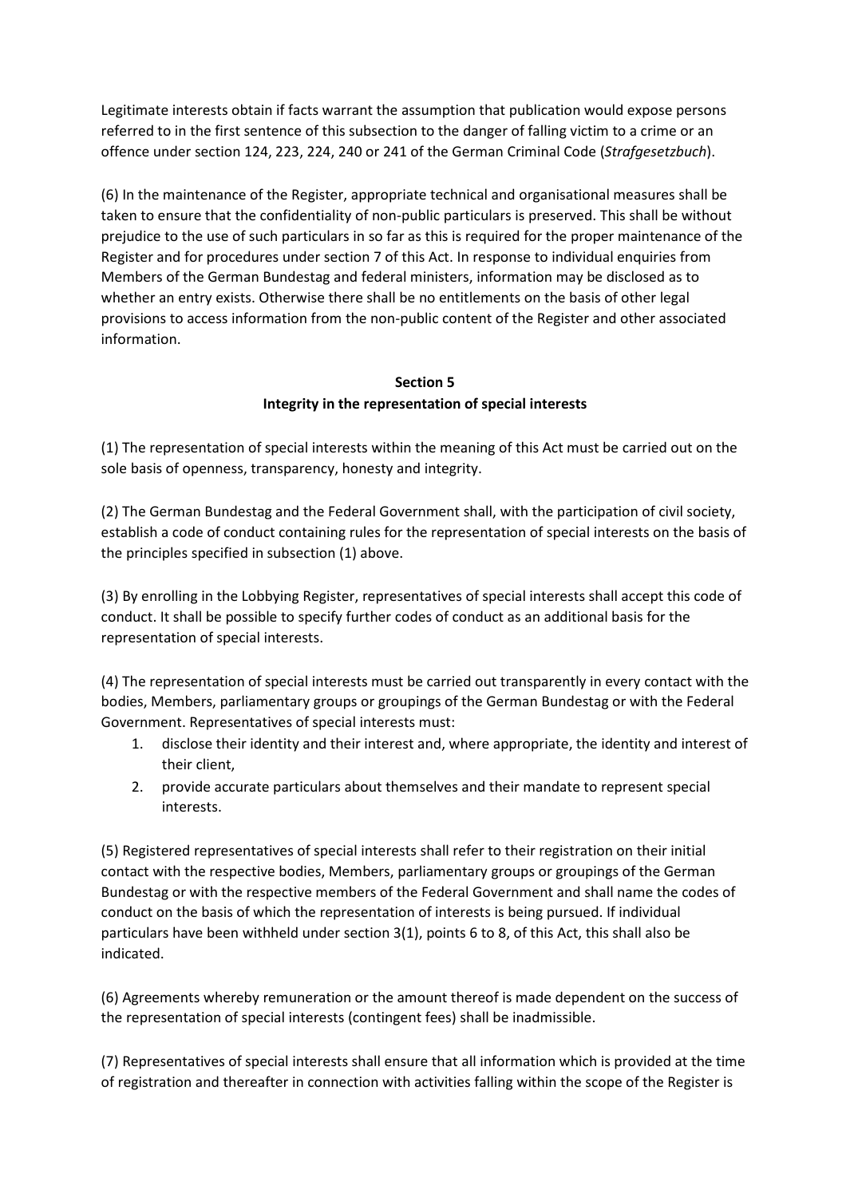Legitimate interests obtain if facts warrant the assumption that publication would expose persons referred to in the first sentence of this subsection to the danger of falling victim to a crime or an offence under section 124, 223, 224, 240 or 241 of the German Criminal Code (*Strafgesetzbuch*).

(6) In the maintenance of the Register, appropriate technical and organisational measures shall be taken to ensure that the confidentiality of non-public particulars is preserved. This shall be without prejudice to the use of such particulars in so far as this is required for the proper maintenance of the Register and for procedures under section 7 of this Act. In response to individual enquiries from Members of the German Bundestag and federal ministers, information may be disclosed as to whether an entry exists. Otherwise there shall be no entitlements on the basis of other legal provisions to access information from the non-public content of the Register and other associated information.

## Section 5
## Integrity in the representation of special interests

(1) The representation of special interests within the meaning of this Act must be carried out on the sole basis of openness, transparency, honesty and integrity.

(2) The German Bundestag and the Federal Government shall, with the participation of civil society, establish a code of conduct containing rules for the representation of special interests on the basis of the principles specified in subsection (1) above.

(3) By enrolling in the Lobbying Register, representatives of special interests shall accept this code of conduct. It shall be possible to specify further codes of conduct as an additional basis for the representation of special interests.

(4) The representation of special interests must be carried out transparently in every contact with the bodies, Members, parliamentary groups or groupings of the German Bundestag or with the Federal Government. Representatives of special interests must:

1. disclose their identity and their interest and, where appropriate, the identity and interest of their client,
2. provide accurate particulars about themselves and their mandate to represent special interests.

(5) Registered representatives of special interests shall refer to their registration on their initial contact with the respective bodies, Members, parliamentary groups or groupings of the German Bundestag or with the respective members of the Federal Government and shall name the codes of conduct on the basis of which the representation of interests is being pursued. If individual particulars have been withheld under section 3(1), points 6 to 8, of this Act, this shall also be indicated.

(6) Agreements whereby remuneration or the amount thereof is made dependent on the success of the representation of special interests (contingent fees) shall be inadmissible.

(7) Representatives of special interests shall ensure that all information which is provided at the time of registration and thereafter in connection with activities falling within the scope of the Register is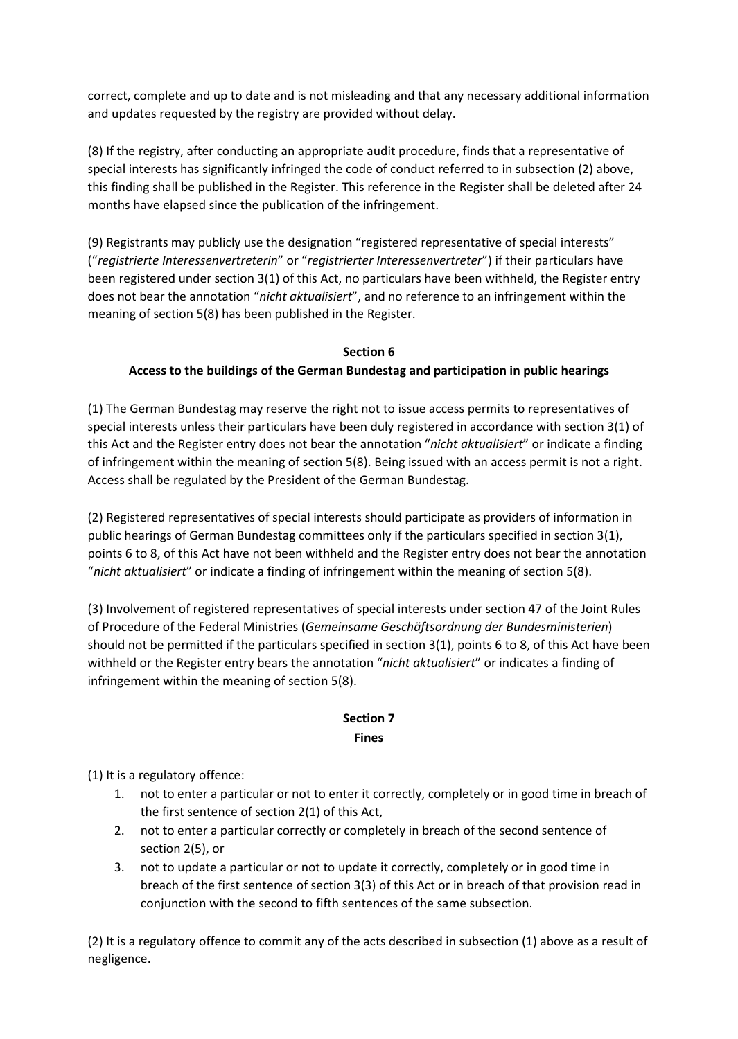correct, complete and up to date and is not misleading and that any necessary additional information and updates requested by the registry are provided without delay.

(8) If the registry, after conducting an appropriate audit procedure, finds that a representative of special interests has significantly infringed the code of conduct referred to in subsection (2) above, this finding shall be published in the Register. This reference in the Register shall be deleted after 24 months have elapsed since the publication of the infringement.

(9) Registrants may publicly use the designation "registered representative of special interests" ("*registrierte Interessenvertreterin*" or "*registrierter Interessenvertreter*") if their particulars have been registered under section 3(1) of this Act, no particulars have been withheld, the Register entry does not bear the annotation "*nicht aktualisiert*", and no reference to an infringement within the meaning of section 5(8) has been published in the Register.

## Section 6
## Access to the buildings of the German Bundestag and participation in public hearings

(1) The German Bundestag may reserve the right not to issue access permits to representatives of special interests unless their particulars have been duly registered in accordance with section 3(1) of this Act and the Register entry does not bear the annotation "*nicht aktualisiert*" or indicate a finding of infringement within the meaning of section 5(8). Being issued with an access permit is not a right. Access shall be regulated by the President of the German Bundestag.

(2) Registered representatives of special interests should participate as providers of information in public hearings of German Bundestag committees only if the particulars specified in section 3(1), points 6 to 8, of this Act have not been withheld and the Register entry does not bear the annotation "*nicht aktualisiert*" or indicate a finding of infringement within the meaning of section 5(8).

(3) Involvement of registered representatives of special interests under section 47 of the Joint Rules of Procedure of the Federal Ministries (*Gemeinsame Geschäftsordnung der Bundesministerien*) should not be permitted if the particulars specified in section 3(1), points 6 to 8, of this Act have been withheld or the Register entry bears the annotation "*nicht aktualisiert*" or indicates a finding of infringement within the meaning of section 5(8).

## Section 7
## Fines

(1) It is a regulatory offence:

1. not to enter a particular or not to enter it correctly, completely or in good time in breach of the first sentence of section 2(1) of this Act,
2. not to enter a particular correctly or completely in breach of the second sentence of section 2(5), or
3. not to update a particular or not to update it correctly, completely or in good time in breach of the first sentence of section 3(3) of this Act or in breach of that provision read in conjunction with the second to fifth sentences of the same subsection.

(2) It is a regulatory offence to commit any of the acts described in subsection (1) above as a result of negligence.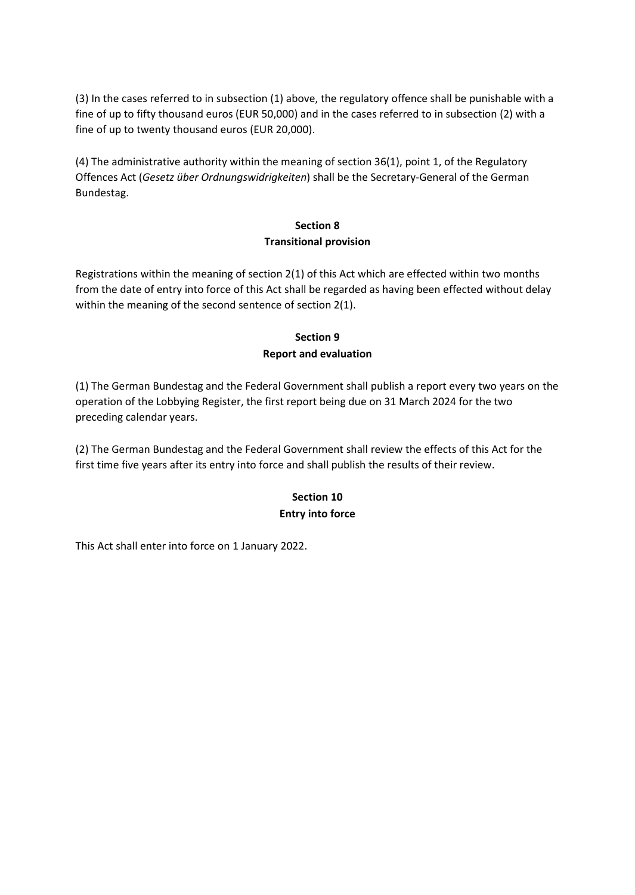(3) In the cases referred to in subsection (1) above, the regulatory offence shall be punishable with a fine of up to fifty thousand euros (EUR 50,000) and in the cases referred to in subsection (2) with a fine of up to twenty thousand euros (EUR 20,000).

(4) The administrative authority within the meaning of section 36(1), point 1, of the Regulatory Offences Act (*Gesetz über Ordnungswidrigkeiten*) shall be the Secretary-General of the German Bundestag.

## Section 8
## Transitional provision

Registrations within the meaning of section 2(1) of this Act which are effected within two months from the date of entry into force of this Act shall be regarded as having been effected without delay within the meaning of the second sentence of section 2(1).

## Section 9
## Report and evaluation

(1) The German Bundestag and the Federal Government shall publish a report every two years on the operation of the Lobbying Register, the first report being due on 31 March 2024 for the two preceding calendar years.

(2) The German Bundestag and the Federal Government shall review the effects of this Act for the first time five years after its entry into force and shall publish the results of their review.

## Section 10
## Entry into force

This Act shall enter into force on 1 January 2022.